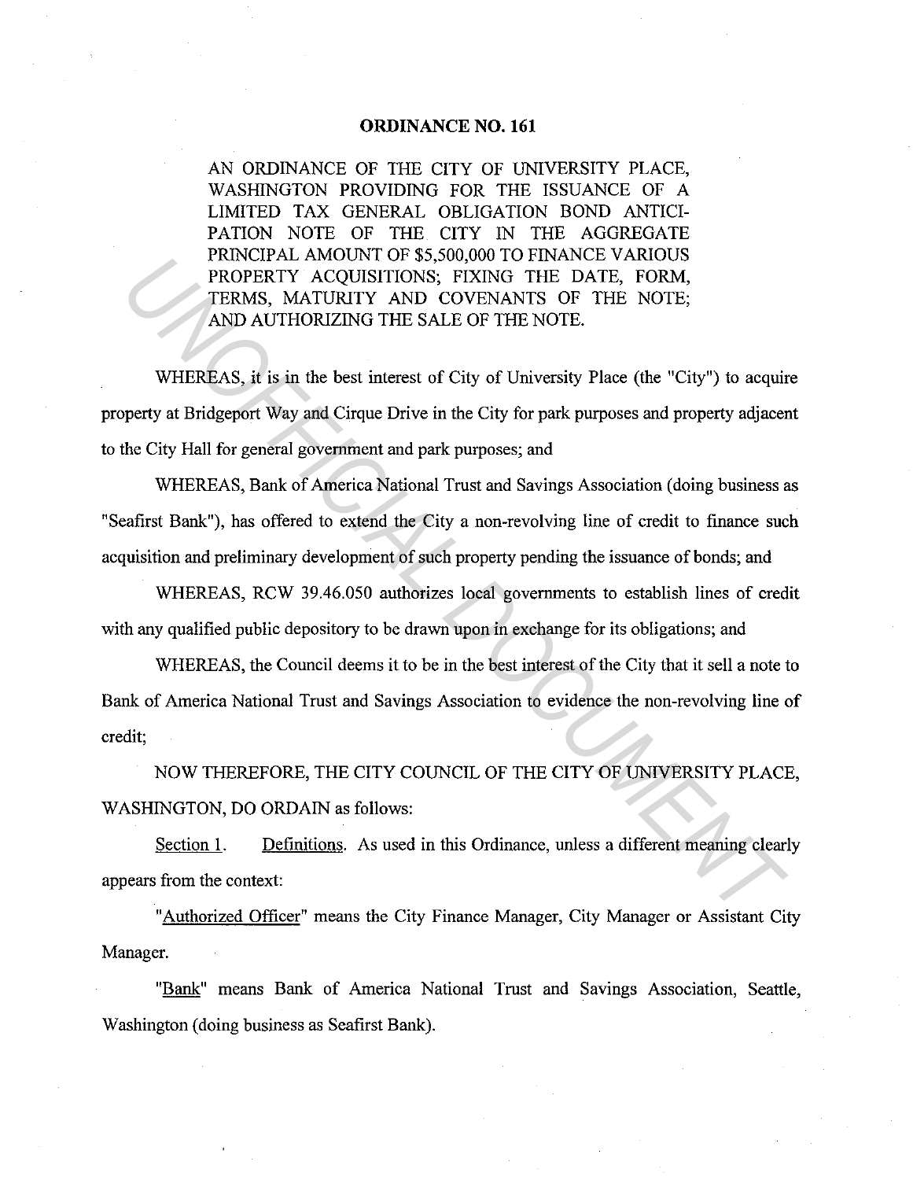# ORDINANCE NO. 161

AN ORDINANCE OF THE CITY OF UNIVERSITY PLACE, WASHINGTON PROVIDING FOR THE ISSUANCE OF A LIMITED TAX GENERAL OBLIGATION BOND ANTICIPATION NOTE OF THE CITY IN THE AGGREGATE PRINCIPAL AMOUNT OF $5,500,000 TO FINANCE VARIOUS PROPERTY ACQUISITIONS; FIXING THE DATE, FORM, TERMS, MATURITY AND COVENANTS OF THE NOTE; AND AUTHORIZING THE SALE OF THE NOTE.

WHEREAS, it is in the best interest of City of University Place (the "City") to acquire property at Bridgeport Way and Cirque Drive in the City for park purposes and property adjacent to the City Hall for general government and park purposes; and

WHEREAS, Bank of America National Trust and Savings Association (doing business as "Seafirst Bank"), has offered to extend the City a non-revolving line of credit to finance such acquisition and preliminary development of such property pending the issuance of bonds; and

WHEREAS, RCW 39.46.050 authorizes local governments to establish lines of credit with any qualified public depository to be drawn upon in exchange for its obligations; and

WHEREAS, the Council deems it to be in the best interest of the City that it sell a note to Bank of America National Trust and Savings Association to evidence the non-revolving line of credit;

NOW THEREFORE, THE CITY COUNCIL OF THE CITY OF UNIVERSITY PLACE, WASHINGTON, DO ORDAIN as follows:

Section 1. Definitions. As used in this Ordinance, unless a different meaning clearly appears from the context:

"Authorized Officer" means the City Finance Manager, City Manager or Assistant City Manager.

"Bank" means Bank of America National Trust and Savings Association, Seattle, Washington (doing business as Seafirst Bank).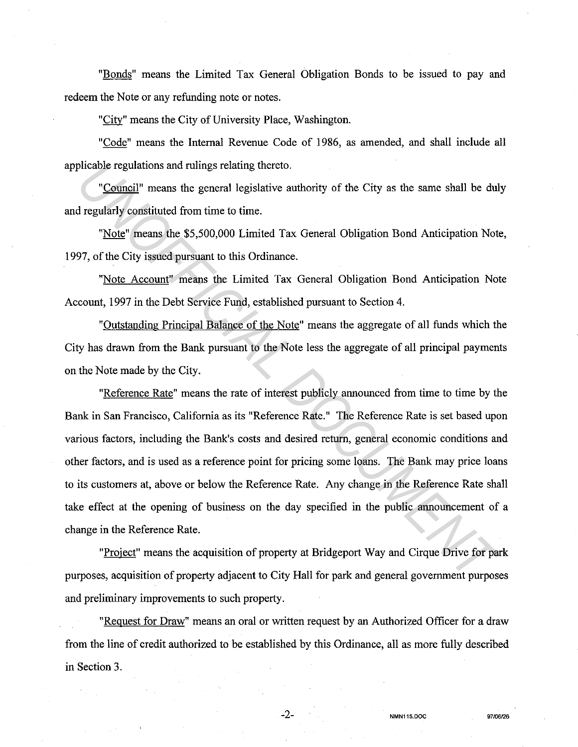"Bonds" means the Limited Tax General Obligation Bonds to be issued to pay and redeem the Note or any refunding note or notes.

"City" means the City of University Place, Washington.

"Code" means the Internal Revenue Code of 1986, as amended, and shall include all applicable regulations and rulings relating thereto.

"Council" means the general legislative authority of the City as the same shall be duly and regularly constituted from time to time.

"Note" means the $5,500,000 Limited Tax General Obligation Bond Anticipation Note, 1997, of the City issued pursuant to this Ordinance.

"Note Account" means the Limited Tax General Obligation Bond Anticipation Note Account, 1997 in the Debt Service Fund, established pursuant to Section 4.

"Outstanding Principal Balance of the Note" means the aggregate of all funds which the City has drawn from the Bank pursuant to the Note less the aggregate of all principal payments on the Note made by the City.

"Reference Rate" means the rate of interest publicly announced from time to time by the Bank in San Francisco, California as its "Reference Rate." The Reference Rate is set based upon various factors, including the Bank's costs and desired return, general economic conditions and other factors, and is used as a reference point for pricing some loans. The Bank may price loans to its customers at, above or below the Reference Rate. Any change in the Reference Rate shall take effect at the opening of business on the day specified in the public announcement of a change in the Reference Rate.

"Project" means the acquisition of property at Bridgeport Way and Cirque Drive for park purposes, acquisition of property adjacent to City Hall for park and general government purposes and preliminary improvements to such property.

"Request for Draw" means an oral or written request by an Authorized Officer for a draw from the line of credit authorized to be established by this Ordinance, all as more fully described in Section 3.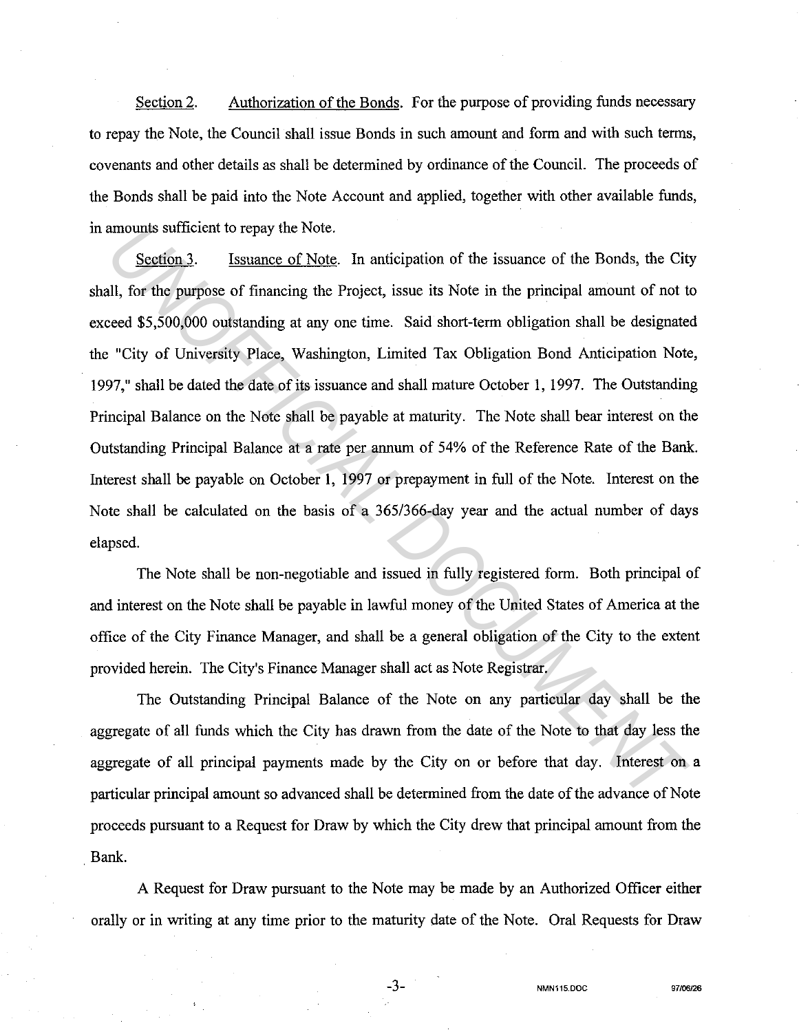Section 2. Authorization of the Bonds. For the purpose of providing funds necessary to repay the Note, the Council shall issue Bonds in such amount and form and with such terms, covenants and other details as shall be determined by ordinance of the Council. The proceeds of the Bonds shall be paid into the Note Account and applied, together with other available funds, in amounts sufficient to repay the Note.

Section 3. Issuance of Note. In anticipation of the issuance of the Bonds, the City shall, for the purpose of financing the Project, issue its Note in the principal amount of not to exceed $5,500,000 outstanding at any one time. Said short-term obligation shall be designated the "City of University Place, Washington, Limited Tax Obligation Bond Anticipation Note, 1997," shall be dated the date of its issuance and shall mature October 1, 1997. The Outstanding Principal Balance on the Note shall be payable at maturity. The Note shall bear interest on the Outstanding Principal Balance at a rate per annum of 54% of the Reference Rate of the Bank. Interest shall be payable on October 1, 1997 or prepayment in full of the Note. Interest on the Note shall be calculated on the basis of a 365/366-day year and the actual number of days elapsed.

The Note shall be non-negotiable and issued in fully registered form. Both principal of and interest on the Note shall be payable in lawful money of the United States of America at the office of the City Finance Manager, and shall be a general obligation of the City to the extent provided herein. The City's Finance Manager shall act as Note Registrar.

The Outstanding Principal Balance of the Note on any particular day shall be the aggregate of all funds which the City has drawn from the date of the Note to that day less the aggregate of all principal payments made by the City on or before that day. Interest on a particular principal amount so advanced shall be determined from the date of the advance of Note proceeds pursuant to a Request for Draw by which the City drew that principal amount from the Bank.

A Request for Draw pursuant to the Note may be made by an Authorized Officer either orally or in writing at any time prior to the maturity date of the Note. Oral Requests for Draw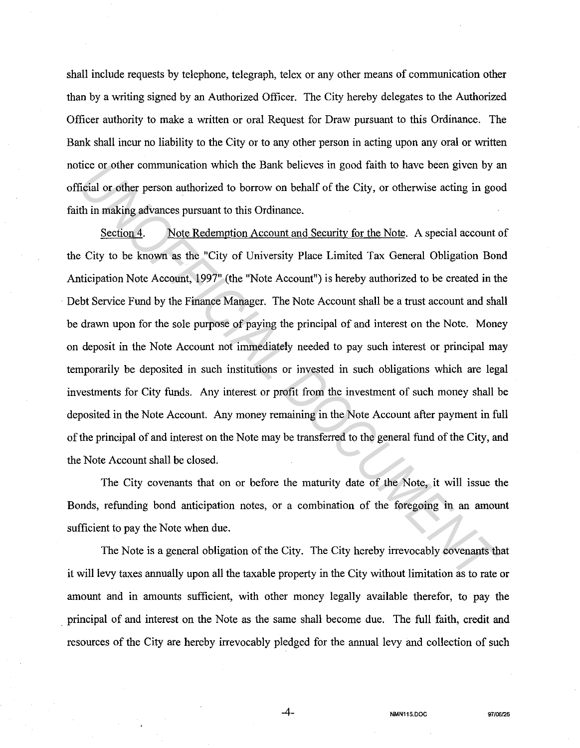shall include requests by telephone, telegraph, telex or any other means of communication other than by a writing signed by an Authorized Officer. The City hereby delegates to the Authorized Officer authority to make a written or oral Request for Draw pursuant to this Ordinance. The Bank shall incur no liability to the City or to any other person in acting upon any oral or written notice or other communication which the Bank believes in good faith to have been given by an official or other person authorized to borrow on behalf of the City, or otherwise acting in good faith in making advances pursuant to this Ordinance.

Section 4. Note Redemption Account and Security for the Note. A special account of the City to be known as the "City of University Place Limited Tax General Obligation Bond Anticipation Note Account, 1997" (the "Note Account") is hereby authorized to be created in the Debt Service Fund by the Finance Manager. The Note Account shall be a trust account and shall be drawn upon for the sole purpose of paying the principal of and interest on the Note. Money on deposit in the Note Account not immediately needed to pay such interest or principal may temporarily be deposited in such institutions or invested in such obligations which are legal investments for City funds. Any interest or profit from the investment of such money shall be deposited in the Note Account. Any money remaining in the Note Account after payment in full of the principal of and interest on the Note may be transferred to the general fund of the City, and the Note Account shall be closed.

The City covenants that on or before the maturity date of the Note, it will issue the Bonds, refunding bond anticipation notes, or a combination of the foregoing in an amount sufficient to pay the Note when due.

The Note is a general obligation of the City. The City hereby irrevocably covenants that it will levy taxes annually upon all the taxable property in the City without limitation as to rate or amount and in amounts sufficient, with other money legally available therefor, to pay the principal of and interest on the Note as the same shall become due. The full faith, credit and resources of the City are hereby irrevocably pledged for the annual levy and collection of such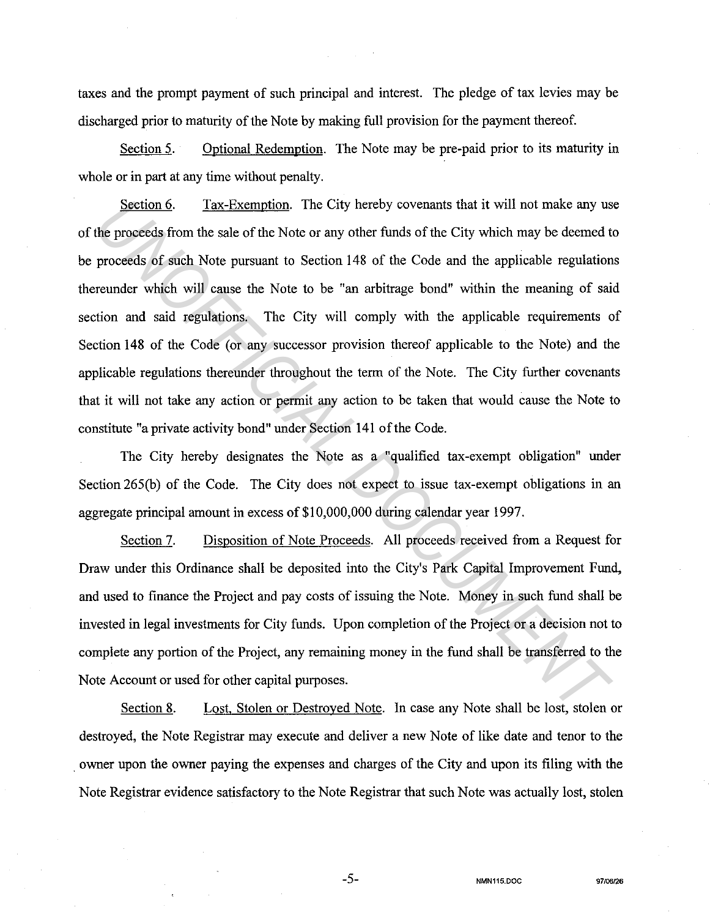taxes and the prompt payment of such principal and interest. The pledge of tax levies may be discharged prior to maturity of the Note by making full provision for the payment thereof.

<u>Section 5</u>. <u>Optional Redemption</u>. The Note may be pre-paid prior to its maturity in whole or in part at any time without penalty.

<u>Section 6</u>. <u>Tax-Exemption</u>. The City hereby covenants that it will not make any use of the proceeds from the sale of the Note or any other funds of the City which may be deemed to be proceeds of such Note pursuant to Section 148 of the Code and the applicable regulations thereunder which will cause the Note to be "an arbitrage bond" within the meaning of said section and said regulations. The City will comply with the applicable requirements of Section 148 of the Code (or any successor provision thereof applicable to the Note) and the applicable regulations thereunder throughout the term of the Note. The City further covenants that it will not take any action or permit any action to be taken that would cause the Note to constitute "a private activity bond" under Section 141 of the Code.

The City hereby designates the Note as a "qualified tax-exempt obligation" under Section 265(b) of the Code. The City does not expect to issue tax-exempt obligations in an aggregate principal amount in excess of $10,000,000 during calendar year 1997.

<u>Section 7</u>. <u>Disposition of Note Proceeds</u>. All proceeds received from a Request for Draw under this Ordinance shall be deposited into the City's Park Capital Improvement Fund, and used to finance the Project and pay costs of issuing the Note. Money in such fund shall be invested in legal investments for City funds. Upon completion of the Project or a decision not to complete any portion of the Project, any remaining money in the fund shall be transferred to the Note Account or used for other capital purposes.

<u>Section 8</u>. <u>Lost, Stolen or Destroyed Note</u>. In case any Note shall be lost, stolen or destroyed, the Note Registrar may execute and deliver a new Note of like date and tenor to the owner upon the owner paying the expenses and charges of the City and upon its filing with the Note Registrar evidence satisfactory to the Note Registrar that such Note was actually lost, stolen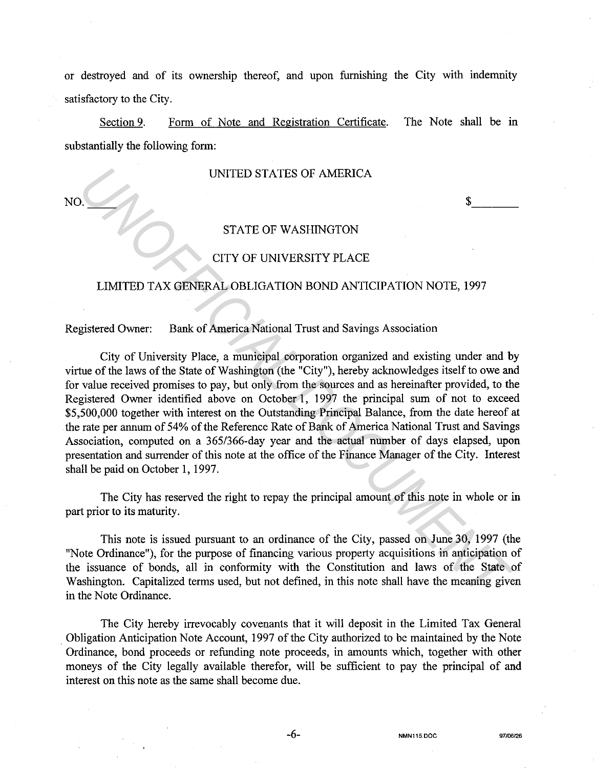or destroyed and of its ownership thereof, and upon furnishing the City with indemnity satisfactory to the City.

Section 9. Form of Note and Registration Certificate. The Note shall be in substantially the following form:

UNITED STATES OF AMERICA

NO. ____ $________

STATE OF WASHINGTON

CITY OF UNIVERSITY PLACE

LIMITED TAX GENERAL OBLIGATION BOND ANTICIPATION NOTE, 1997

Registered Owner: Bank of America National Trust and Savings Association

City of University Place, a municipal corporation organized and existing under and by virtue of the laws of the State of Washington (the "City"), hereby acknowledges itself to owe and for value received promises to pay, but only from the sources and as hereinafter provided, to the Registered Owner identified above on October 1, 1997 the principal sum of not to exceed $5,500,000 together with interest on the Outstanding Principal Balance, from the date hereof at the rate per annum of 54% of the Reference Rate of Bank of America National Trust and Savings Association, computed on a 365/366-day year and the actual number of days elapsed, upon presentation and surrender of this note at the office of the Finance Manager of the City. Interest shall be paid on October 1, 1997.

The City has reserved the right to repay the principal amount of this note in whole or in part prior to its maturity.

This note is issued pursuant to an ordinance of the City, passed on June 30, 1997 (the "Note Ordinance"), for the purpose of financing various property acquisitions in anticipation of the issuance of bonds, all in conformity with the Constitution and laws of the State of Washington. Capitalized terms used, but not defined, in this note shall have the meaning given in the Note Ordinance.

The City hereby irrevocably covenants that it will deposit in the Limited Tax General Obligation Anticipation Note Account, 1997 of the City authorized to be maintained by the Note Ordinance, bond proceeds or refunding note proceeds, in amounts which, together with other moneys of the City legally available therefor, will be sufficient to pay the principal of and interest on this note as the same shall become due.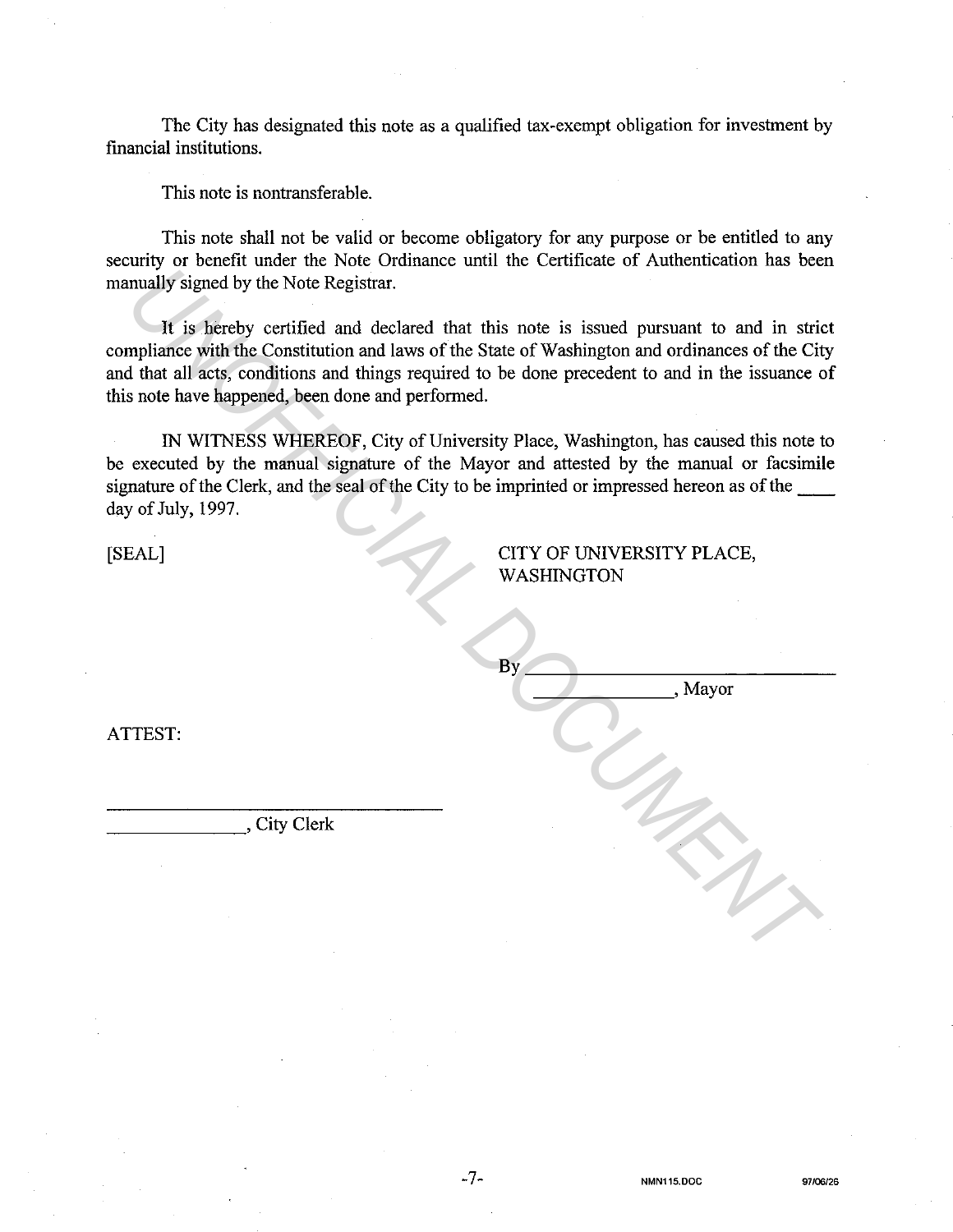The City has designated this note as a qualified tax-exempt obligation for investment by financial institutions.

This note is nontransferable.

This note shall not be valid or become obligatory for any purpose or be entitled to any security or benefit under the Note Ordinance until the Certificate of Authentication has been manually signed by the Note Registrar.

It is hereby certified and declared that this note is issued pursuant to and in strict compliance with the Constitution and laws of the State of Washington and ordinances of the City and that all acts, conditions and things required to be done precedent to and in the issuance of this note have happened, been done and performed.

IN WITNESS WHEREOF, City of University Place, Washington, has caused this note to be executed by the manual signature of the Mayor and attested by the manual or facsimile signature of the Clerk, and the seal of the City to be imprinted or impressed hereon as of the ____ day of July, 1997.

[SEAL]

CITY OF UNIVERSITY PLACE, WASHINGTON

By ______________________________
_____________, Mayor

ATTEST:

______________________________
_____________, City Clerk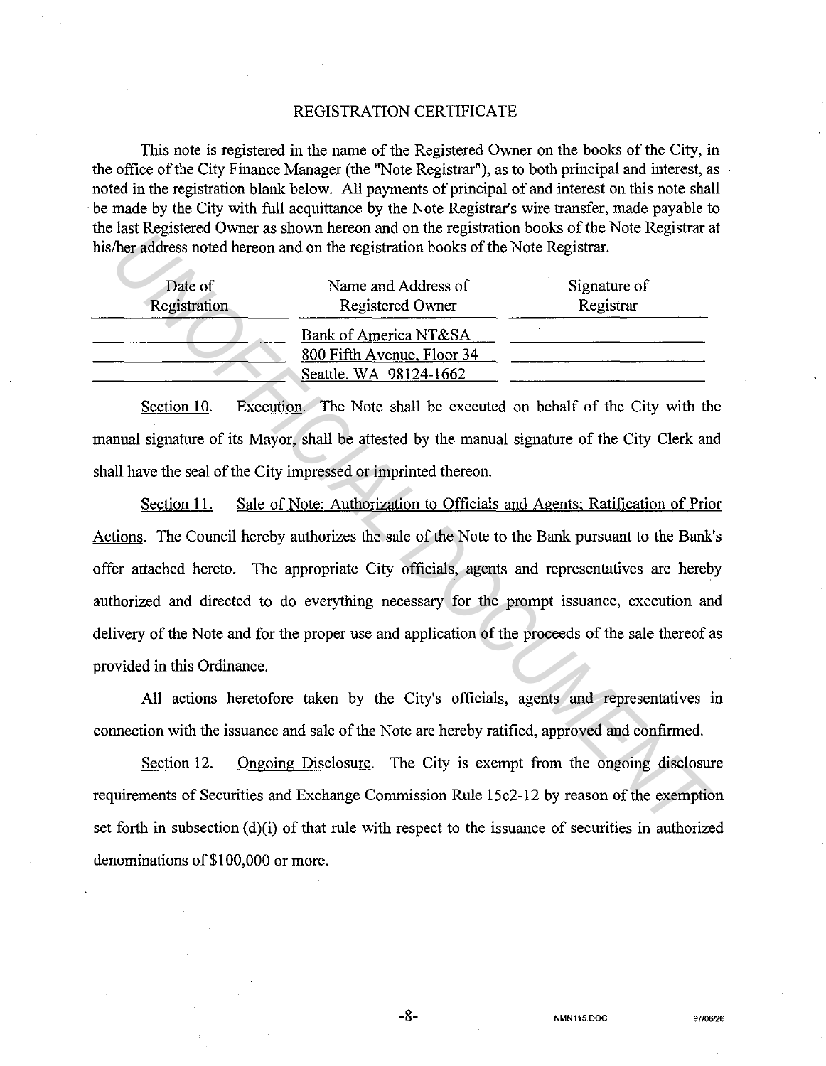REGISTRATION CERTIFICATE

This note is registered in the name of the Registered Owner on the books of the City, in the office of the City Finance Manager (the "Note Registrar"), as to both principal and interest, as noted in the registration blank below. All payments of principal of and interest on this note shall be made by the City with full acquittance by the Note Registrar's wire transfer, made payable to the last Registered Owner as shown hereon and on the registration books of the Note Registrar at his/her address noted hereon and on the registration books of the Note Registrar.

| Date of Registration | Name and Address of Registered Owner | Signature of Registrar |
|---|---|---|
| | Bank of America NT&SA | |
| | 800 Fifth Avenue, Floor 34 | |
| | Seattle, WA 98124-1662 | |

Section 10. Execution. The Note shall be executed on behalf of the City with the manual signature of its Mayor, shall be attested by the manual signature of the City Clerk and shall have the seal of the City impressed or imprinted thereon.

Section 11. Sale of Note; Authorization to Officials and Agents; Ratification of Prior Actions. The Council hereby authorizes the sale of the Note to the Bank pursuant to the Bank's offer attached hereto. The appropriate City officials, agents and representatives are hereby authorized and directed to do everything necessary for the prompt issuance, execution and delivery of the Note and for the proper use and application of the proceeds of the sale thereof as provided in this Ordinance.

All actions heretofore taken by the City's officials, agents and representatives in connection with the issuance and sale of the Note are hereby ratified, approved and confirmed.

Section 12. Ongoing Disclosure. The City is exempt from the ongoing disclosure requirements of Securities and Exchange Commission Rule 15c2-12 by reason of the exemption set forth in subsection (d)(i) of that rule with respect to the issuance of securities in authorized denominations of $100,000 or more.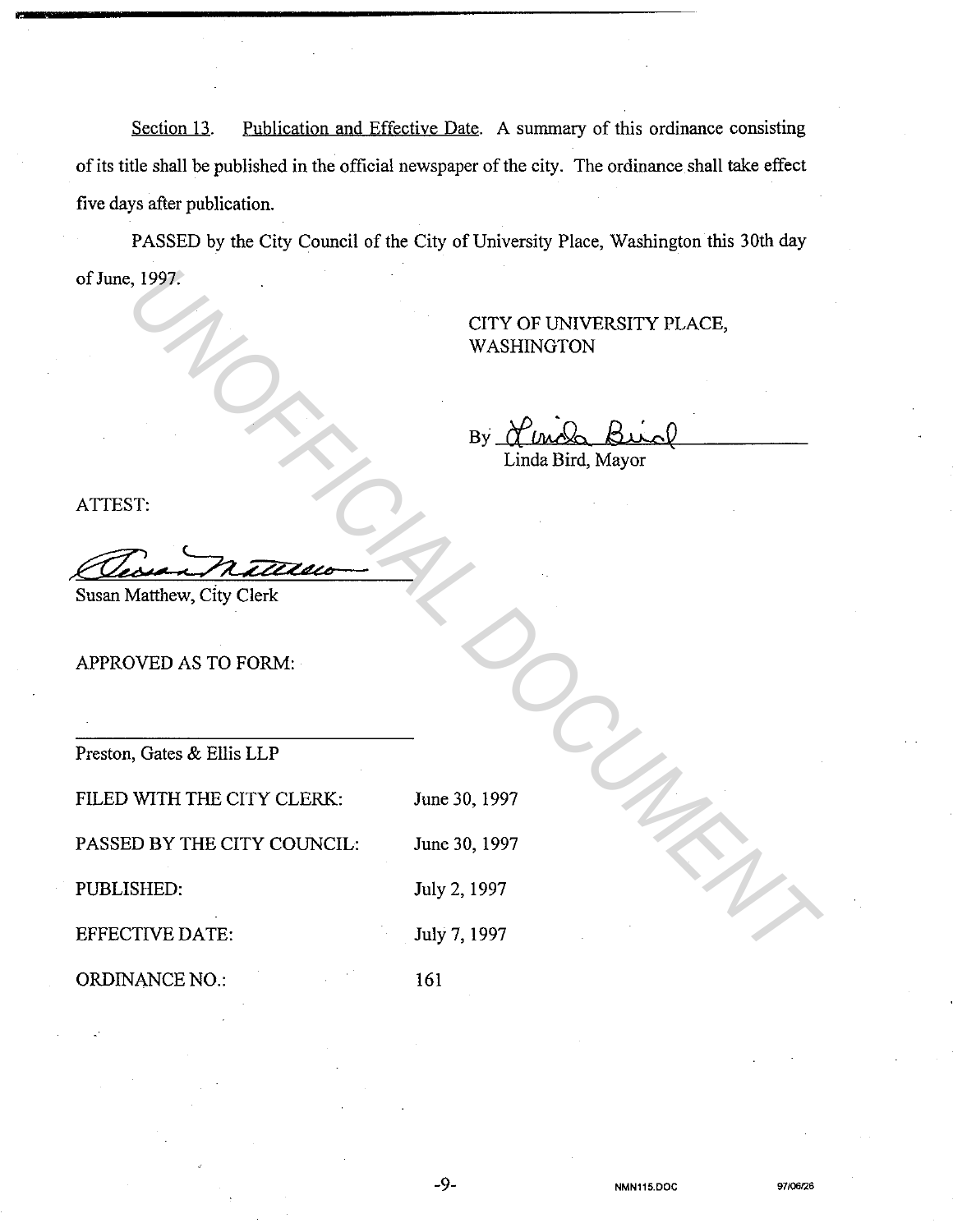Section 13. Publication and Effective Date. A summary of this ordinance consisting of its title shall be published in the official newspaper of the city. The ordinance shall take effect five days after publication.

PASSED by the City Council of the City of University Place, Washington this 30th day of June, 1997.

CITY OF UNIVERSITY PLACE,
WASHINGTON

By ______________________
Linda Bird, Mayor

ATTEST:

______________________
Susan Matthew, City Clerk

APPROVED AS TO FORM:

______________________
Preston, Gates & Ellis LLP

| | |
|---|---|
| FILED WITH THE CITY CLERK: | June 30, 1997 |
| PASSED BY THE CITY COUNCIL: | June 30, 1997 |
| PUBLISHED: | July 2, 1997 |
| EFFECTIVE DATE: | July 7, 1997 |
| ORDINANCE NO.: | 161 |

UNOFFICIAL DOCUMENT

NMN115.DOC 97/06/26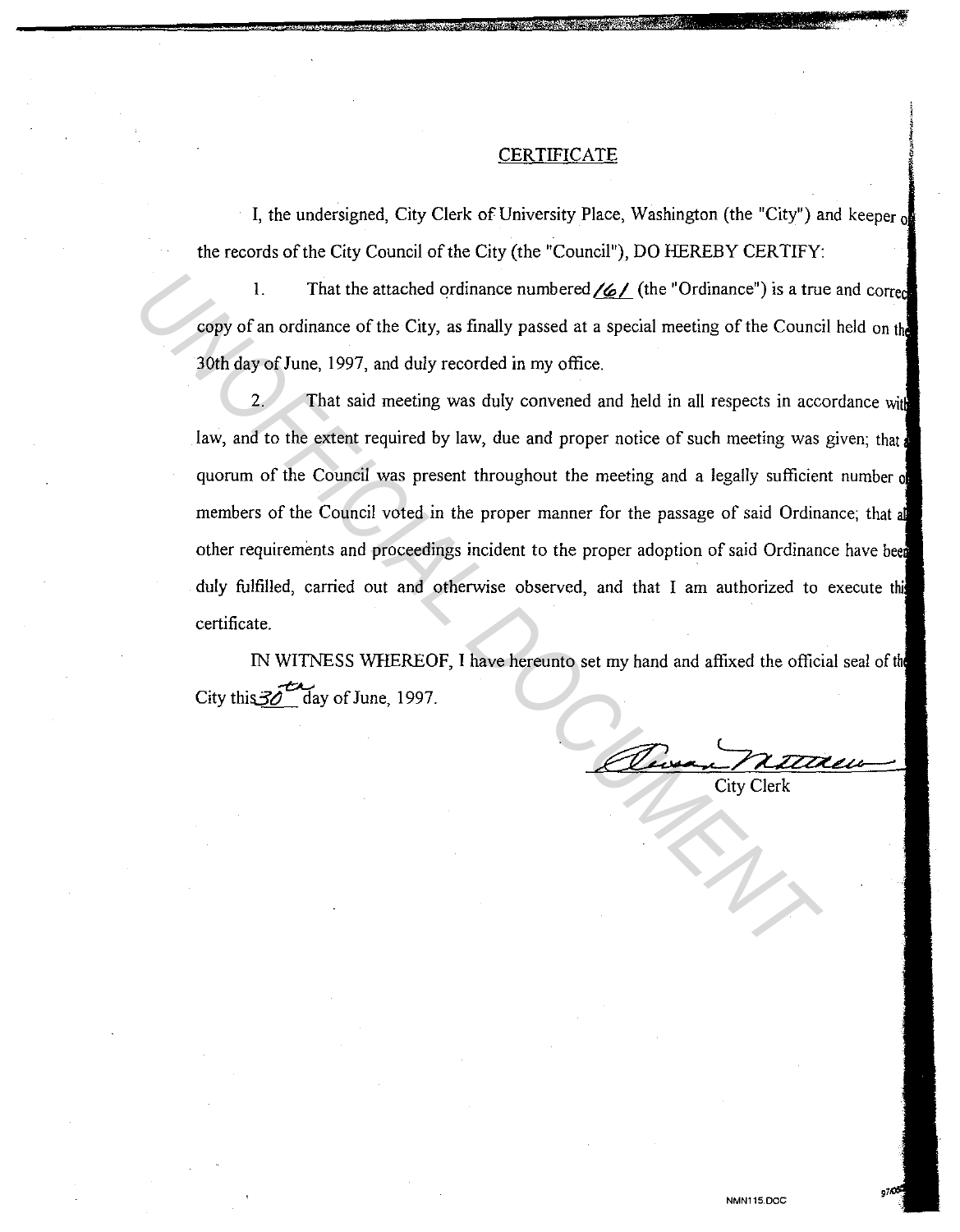# CERTIFICATE

I, the undersigned, City Clerk of University Place, Washington (the "City") and keeper of the records of the City Council of the City (the "Council"), DO HEREBY CERTIFY:

1. That the attached ordinance numbered 161 (the "Ordinance") is a true and correct copy of an ordinance of the City, as finally passed at a special meeting of the Council held on the 30th day of June, 1997, and duly recorded in my office.

2. That said meeting was duly convened and held in all respects in accordance with law, and to the extent required by law, due and proper notice of such meeting was given; that a quorum of the Council was present throughout the meeting and a legally sufficient number of members of the Council voted in the proper manner for the passage of said Ordinance; that all other requirements and proceedings incident to the proper adoption of said Ordinance have been duly fulfilled, carried out and otherwise observed, and that I am authorized to execute this certificate.

IN WITNESS WHEREOF, I have hereunto set my hand and affixed the official seal of the City this 30th day of June, 1997.

City Clerk

NMN115.DOC